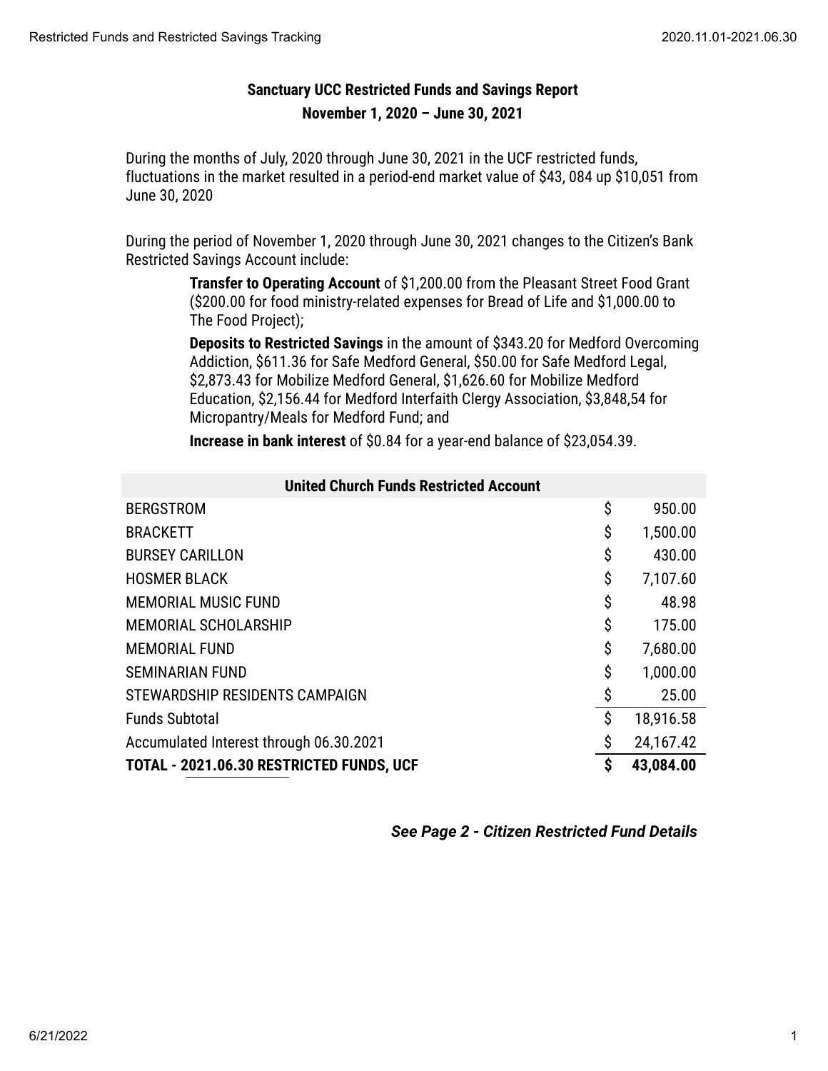**Sanctuary UCC Restricted Funds and Savings Report**

**November 1, 2020 – June 30, 2021**

During the months of July, 2020 through June 30, 2021 in the UCF restricted funds, fluctuations in the market resulted in a period-end market value of $43, 084 up $10,051 from June 30, 2020

During the period of November 1, 2020 through June 30, 2021 changes to the Citizen's Bank Restricted Savings Account include:

> **Transfer to Operating Account** of $1,200.00 from the Pleasant Street Food Grant ($200.00 for food ministry-related expenses for Bread of Life and $1,000.00 to The Food Project);
>
> **Deposits to Restricted Savings** in the amount of $343.20 for Medford Overcoming Addiction, $611.36 for Safe Medford General, $50.00 for Safe Medford Legal, $2,873.43 for Mobilize Medford General, $1,626.60 for Mobilize Medford Education, $2,156.44 for Medford Interfaith Clergy Association, $3,848,54 for Micropantry/Meals for Medford Fund; and
>
> **Increase in bank interest** of $0.84 for a year-end balance of $23,054.39.

| United Church Funds Restricted Account | | |
|---|---|---|
| BERGSTROM | $ | 950.00 |
| BRACKETT | $ | 1,500.00 |
| BURSEY CARILLON | $ | 430.00 |
| HOSMER BLACK | $ | 7,107.60 |
| MEMORIAL MUSIC FUND | $ | 48.98 |
| MEMORIAL SCHOLARSHIP | $ | 175.00 |
| MEMORIAL FUND | $ | 7,680.00 |
| SEMINARIAN FUND | $ | 1,000.00 |
| STEWARDSHIP RESIDENTS CAMPAIGN | $ | 25.00 |
| Funds Subtotal | $ | 18,916.58 |
| Accumulated Interest through 06.30.2021 | $ | 24,167.42 |
| **TOTAL - 2021.06.30 RESTRICTED FUNDS, UCF** | **$** | **43,084.00** |

***See Page 2 - Citizen Restricted Fund Details***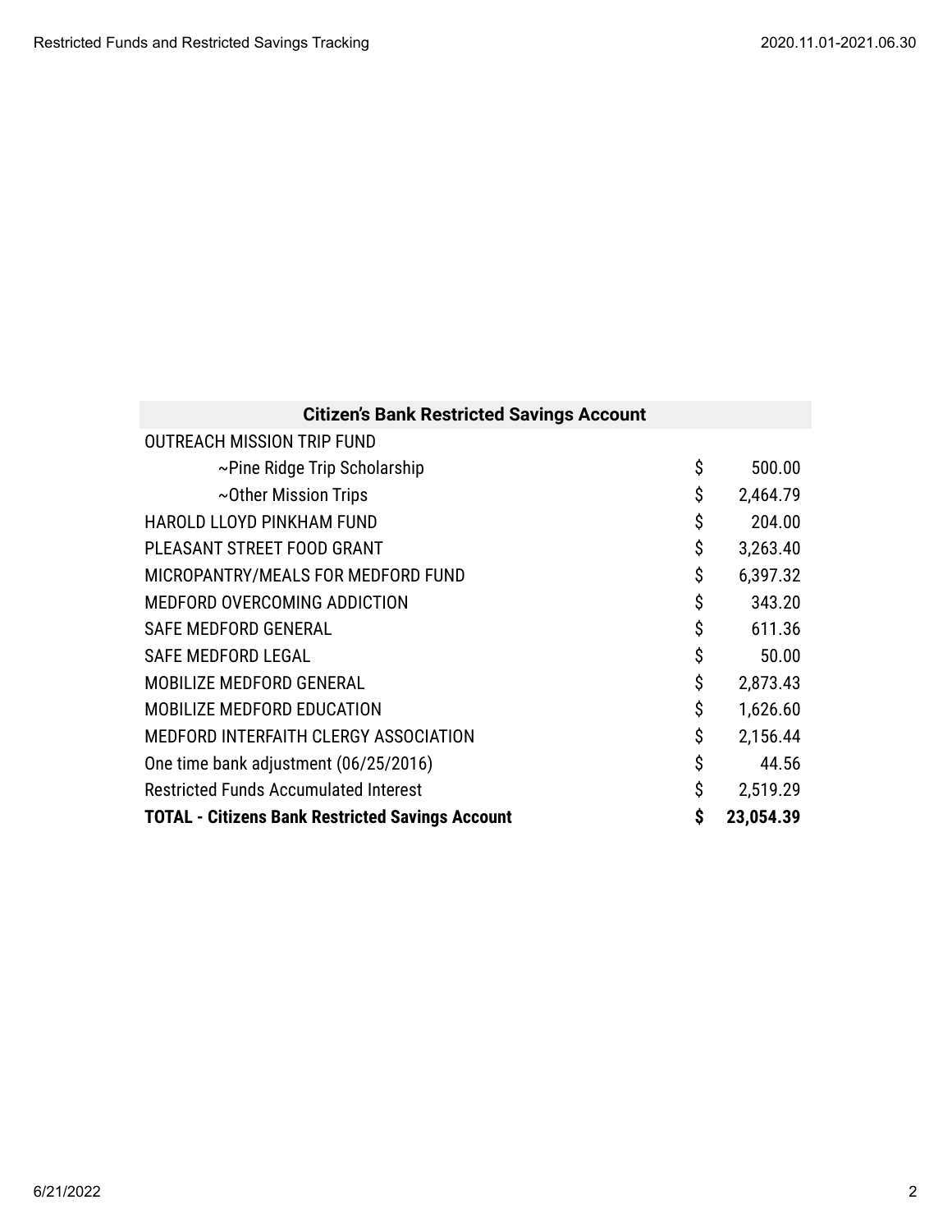| Citizen's Bank Restricted Savings Account | | |
|---|---|---|
| OUTREACH MISSION TRIP FUND | | |
| ~Pine Ridge Trip Scholarship | $ | 500.00 |
| ~Other Mission Trips | $ | 2,464.79 |
| HAROLD LLOYD PINKHAM FUND | $ | 204.00 |
| PLEASANT STREET FOOD GRANT | $ | 3,263.40 |
| MICROPANTRY/MEALS FOR MEDFORD FUND | $ | 6,397.32 |
| MEDFORD OVERCOMING ADDICTION | $ | 343.20 |
| SAFE MEDFORD GENERAL | $ | 611.36 |
| SAFE MEDFORD LEGAL | $ | 50.00 |
| MOBILIZE MEDFORD GENERAL | $ | 2,873.43 |
| MOBILIZE MEDFORD EDUCATION | $ | 1,626.60 |
| MEDFORD INTERFAITH CLERGY ASSOCIATION | $ | 2,156.44 |
| One time bank adjustment (06/25/2016) | $ | 44.56 |
| Restricted Funds Accumulated Interest | $ | 2,519.29 |
| **TOTAL - Citizens Bank Restricted Savings Account** | **$** | **23,054.39** |